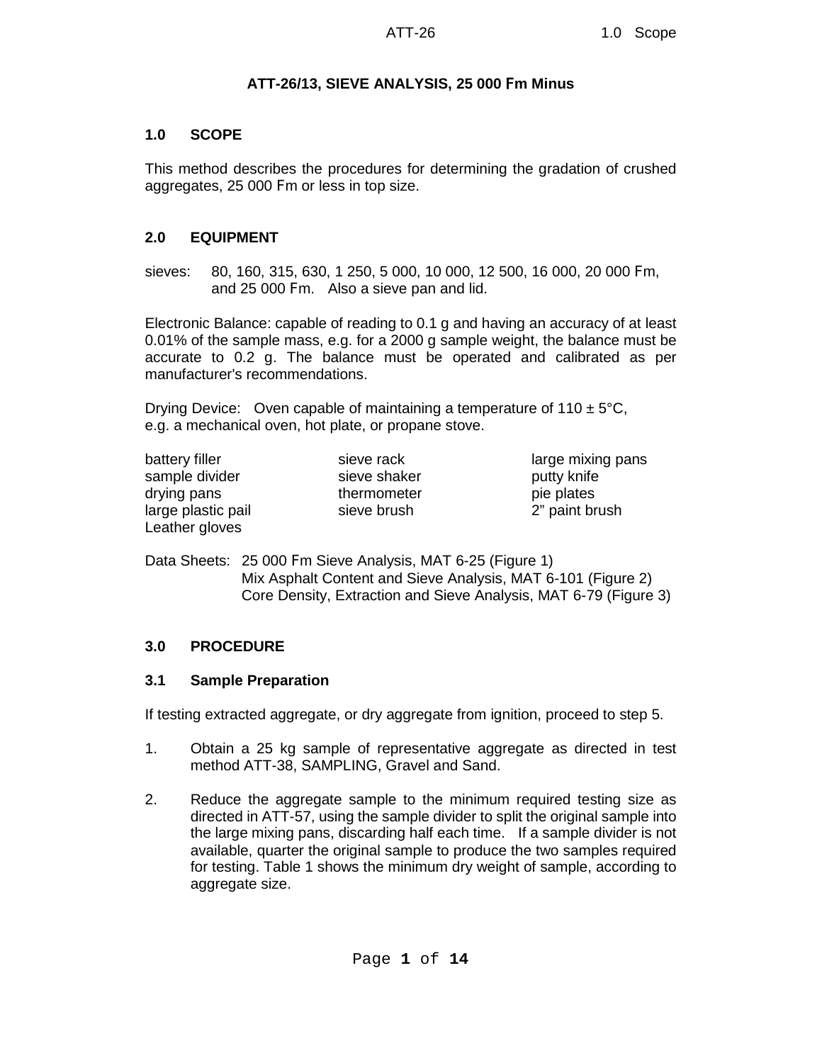# ATT-26/13, SIEVE ANALYSIS, 25 000 Fm Minus

## 1.0 SCOPE

This method describes the procedures for determining the gradation of crushed aggregates, 25 000 Fm or less in top size.

## 2.0 EQUIPMENT

sieves: 80, 160, 315, 630, 1 250, 5 000, 10 000, 12 500, 16 000, 20 000 Fm, and 25 000 Fm. Also a sieve pan and lid.

Electronic Balance: capable of reading to 0.1 g and having an accuracy of at least 0.01% of the sample mass, e.g. for a 2000 g sample weight, the balance must be accurate to 0.2 g. The balance must be operated and calibrated as per manufacturer's recommendations.

Drying Device: Oven capable of maintaining a temperature of 110 ± 5°C, e.g. a mechanical oven, hot plate, or propane stove.

- battery filler
- sample divider
- drying pans
- large plastic pail
- Leather gloves
- sieve rack
- sieve shaker
- thermometer
- sieve brush
- large mixing pans
- putty knife
- pie plates
- 2" paint brush

Data Sheets: 25 000 Fm Sieve Analysis, MAT 6-25 (Figure 1)
Mix Asphalt Content and Sieve Analysis, MAT 6-101 (Figure 2)
Core Density, Extraction and Sieve Analysis, MAT 6-79 (Figure 3)

## 3.0 PROCEDURE

### 3.1 Sample Preparation

If testing extracted aggregate, or dry aggregate from ignition, proceed to step 5.

1. Obtain a 25 kg sample of representative aggregate as directed in test method ATT-38, SAMPLING, Gravel and Sand.

2. Reduce the aggregate sample to the minimum required testing size as directed in ATT-57, using the sample divider to split the original sample into the large mixing pans, discarding half each time. If a sample divider is not available, quarter the original sample to produce the two samples required for testing. Table 1 shows the minimum dry weight of sample, according to aggregate size.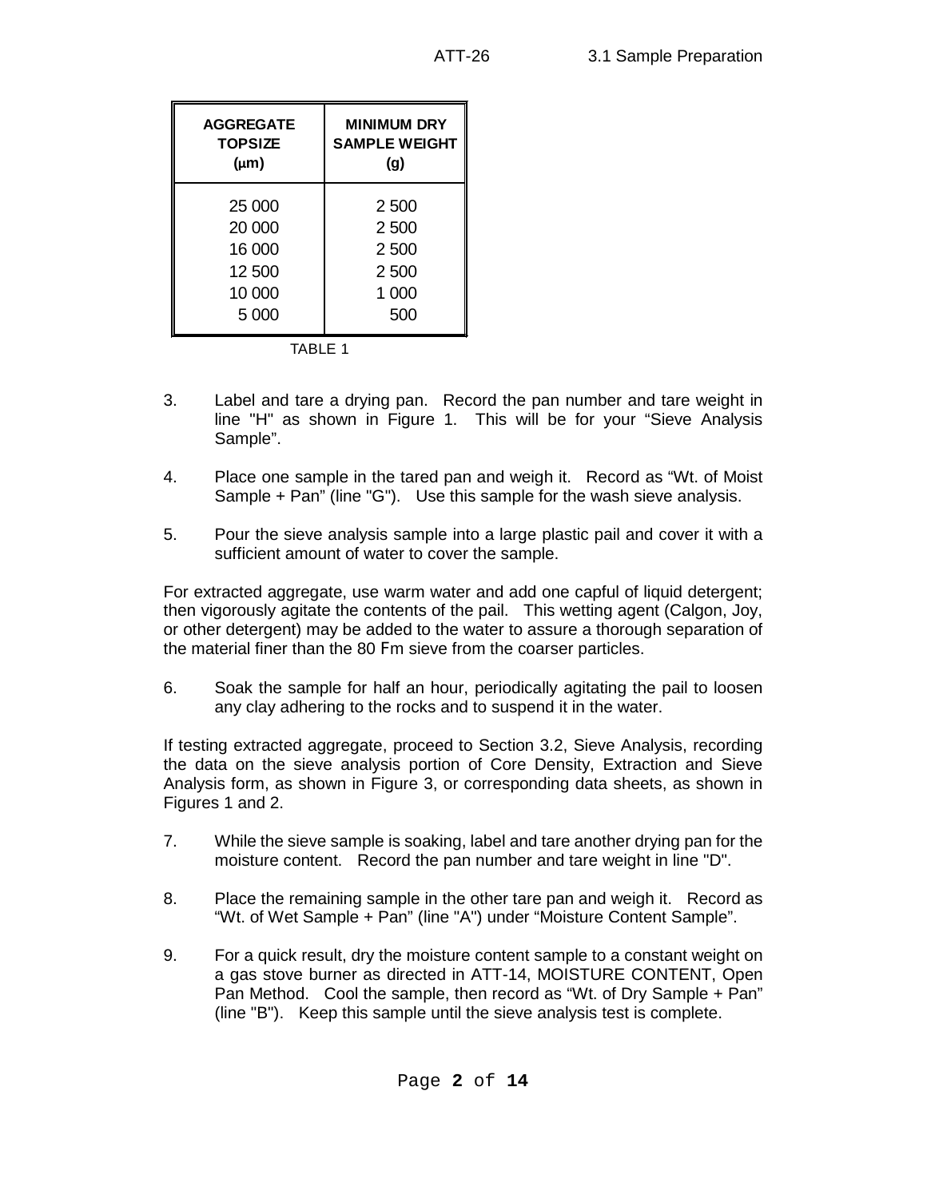| AGGREGATE TOPSIZE (μm) | MINIMUM DRY SAMPLE WEIGHT (g) |
|---|---|
| 25 000 | 2 500 |
| 20 000 | 2 500 |
| 16 000 | 2 500 |
| 12 500 | 2 500 |
| 10 000 | 1 000 |
| 5 000 | 500 |

TABLE 1

3. Label and tare a drying pan. Record the pan number and tare weight in line "H" as shown in Figure 1. This will be for your "Sieve Analysis Sample".

4. Place one sample in the tared pan and weigh it. Record as "Wt. of Moist Sample + Pan" (line "G"). Use this sample for the wash sieve analysis.

5. Pour the sieve analysis sample into a large plastic pail and cover it with a sufficient amount of water to cover the sample.

For extracted aggregate, use warm water and add one capful of liquid detergent; then vigorously agitate the contents of the pail. This wetting agent (Calgon, Joy, or other detergent) may be added to the water to assure a thorough separation of the material finer than the 80 Fm sieve from the coarser particles.

6. Soak the sample for half an hour, periodically agitating the pail to loosen any clay adhering to the rocks and to suspend it in the water.

If testing extracted aggregate, proceed to Section 3.2, Sieve Analysis, recording the data on the sieve analysis portion of Core Density, Extraction and Sieve Analysis form, as shown in Figure 3, or corresponding data sheets, as shown in Figures 1 and 2.

7. While the sieve sample is soaking, label and tare another drying pan for the moisture content. Record the pan number and tare weight in line "D".

8. Place the remaining sample in the other tare pan and weigh it. Record as "Wt. of Wet Sample + Pan" (line "A") under "Moisture Content Sample".

9. For a quick result, dry the moisture content sample to a constant weight on a gas stove burner as directed in ATT-14, MOISTURE CONTENT, Open Pan Method. Cool the sample, then record as "Wt. of Dry Sample + Pan" (line "B"). Keep this sample until the sieve analysis test is complete.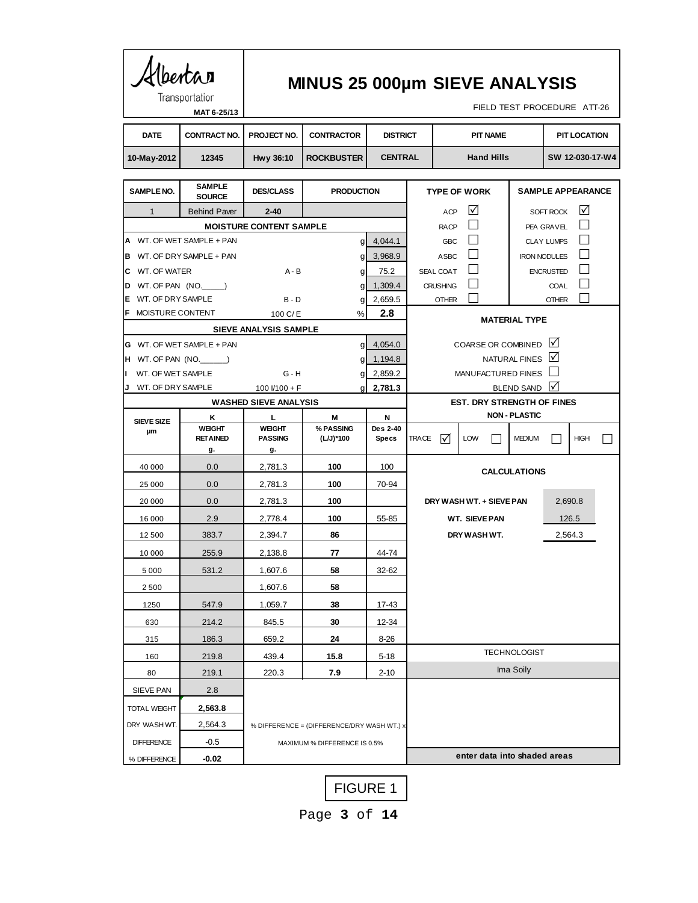Alberta Transportation

MAT 6-25/13

# MINUS 25 000µm SIEVE ANALYSIS

FIELD TEST PROCEDURE ATT-26

| DATE | CONTRACT NO. | PROJECT NO. | CONTRACTOR | DISTRICT | PIT NAME | PIT LOCATION |
|---|---|---|---|---|---|---|
| 10-May-2012 | 12345 | Hwy 36:10 | ROCKBUSTER | CENTRAL | Hand Hills | SW 12-030-17-W4 |

| SAMPLE NO. | SAMPLE SOURCE | DES/CLASS | PRODUCTION |
|---|---|---|---|
| 1 | Behind Paver | 2-40 | |

**MOISTURE CONTENT SAMPLE**

| | | | | |
|---|---|---|---|---|
| A | WT. OF WET SAMPLE + PAN | | g | 4,044.1 |
| B | WT. OF DRY SAMPLE + PAN | | g | 3,968.9 |
| C | WT. OF WATER | A - B | g | 75.2 |
| D | WT. OF PAN (NO.\_\_\_\_\_) | | g | 1,309.4 |
| E | WT. OF DRY SAMPLE | B - D | g | 2,659.5 |
| F | MOISTURE CONTENT | 100 C/ E | % | **2.8** |

**SIEVE ANALYSIS SAMPLE**

| | | | | |
|---|---|---|---|---|
| G | WT. OF WET SAMPLE + PAN | | g | 4,054.0 |
| H | WT. OF PAN (NO.\_\_\_\_\_\_) | | g | 1,194.8 |
| I | WT. OF WET SAMPLE | G - H | g | 2,859.2 |
| J | WT. OF DRY SAMPLE | 100 I/100 + F | g | **2,781.3** |

**WASHED SIEVE ANALYSIS**

| SIEVE SIZE µm | K WEIGHT RETAINED g. | L WEIGHT PASSING g. | M % PASSING (L/J)*100 | N Des 2-40 Specs |
|---|---|---|---|---|
| 40 000 | 0.0 | 2,781.3 | **100** | 100 |
| 25 000 | 0.0 | 2,781.3 | **100** | 70-94 |
| 20 000 | 0.0 | 2,781.3 | **100** | |
| 16 000 | 2.9 | 2,778.4 | **100** | 55-85 |
| 12 500 | 383.7 | 2,394.7 | **86** | |
| 10 000 | 255.9 | 2,138.8 | **77** | 44-74 |
| 5 000 | 531.2 | 1,607.6 | **58** | 32-62 |
| 2 500 | | 1,607.6 | **58** | |
| 1250 | 547.9 | 1,059.7 | **38** | 17-43 |
| 630 | 214.2 | 845.5 | **30** | 12-34 |
| 315 | 186.3 | 659.2 | **24** | 8-26 |
| 160 | 219.8 | 439.4 | **15.8** | 5-18 |
| 80 | 219.1 | 220.3 | **7.9** | 2-10 |
| SIEVE PAN | 2.8 | | | |
| TOTAL WEIGHT | **2,563.8** | | | |
| DRY WASH WT. | 2,564.3 | % DIFFERENCE = (DIFFERENCE/DRY WASH WT.) x | | |
| DIFFERENCE | -0.5 | MAXIMUM % DIFFERENCE IS 0.5% | | |
| % DIFFERENCE | **-0.02** | | | |

**TYPE OF WORK**

- ACP ☑
- RACP ☐
- GBC ☐
- ASBC ☐
- SEAL COAT ☐
- CRUSHING ☐
- OTHER ☐

**SAMPLE APPEARANCE**

- SOFT ROCK ☑
- PEA GRAVEL ☐
- CLAY LUMPS ☐
- IRON NODULES ☐
- ENCRUSTED ☐
- COAL ☐
- OTHER ☐

**MATERIAL TYPE**

- COARSE OR COMBINED ☑
- NATURAL FINES ☑
- MANUFACTURED FINES ☐
- BLEND SAND ☑

**EST. DRY STRENGTH OF FINES**

NON - PLASTIC

TRACE ☑ LOW ☐ MEDIUM ☐ HIGH ☐

**CALCULATIONS**

| | |
|---|---|
| DRY WASH WT. + SIEVE PAN | 2,690.8 |
| WT. SIEVE PAN | 126.5 |
| DRY WASH WT. | 2,564.3 |

TECHNOLOGIST

Ima Soily

**enter data into shaded areas**

FIGURE 1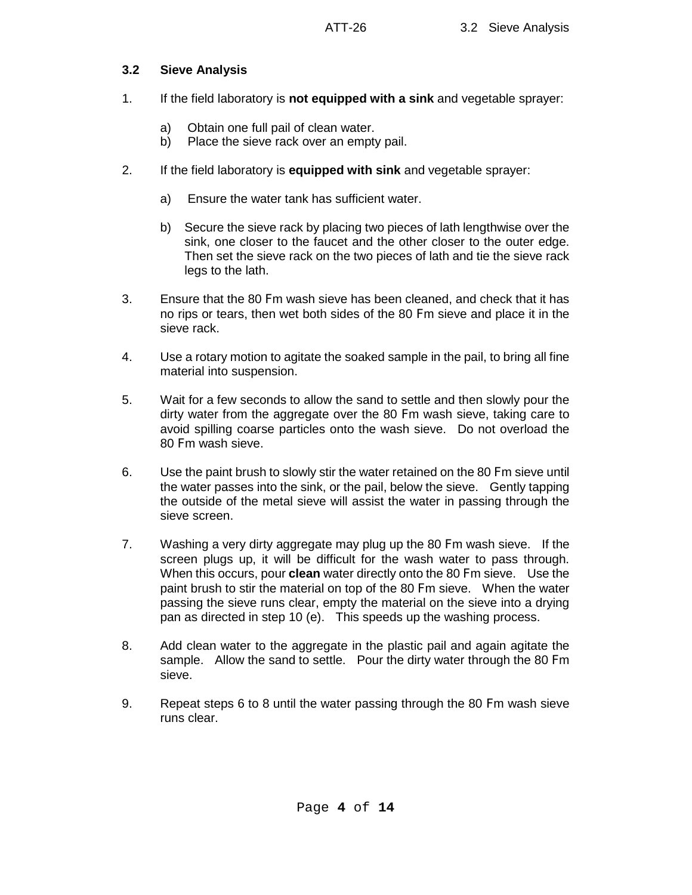## 3.2 Sieve Analysis

1. If the field laboratory is **not equipped with a sink** and vegetable sprayer:

   a) Obtain one full pail of clean water.
   b) Place the sieve rack over an empty pail.

2. If the field laboratory is **equipped with sink** and vegetable sprayer:

   a) Ensure the water tank has sufficient water.

   b) Secure the sieve rack by placing two pieces of lath lengthwise over the sink, one closer to the faucet and the other closer to the outer edge. Then set the sieve rack on the two pieces of lath and tie the sieve rack legs to the lath.

3. Ensure that the 80 Fm wash sieve has been cleaned, and check that it has no rips or tears, then wet both sides of the 80 Fm sieve and place it in the sieve rack.

4. Use a rotary motion to agitate the soaked sample in the pail, to bring all fine material into suspension.

5. Wait for a few seconds to allow the sand to settle and then slowly pour the dirty water from the aggregate over the 80 Fm wash sieve, taking care to avoid spilling coarse particles onto the wash sieve. Do not overload the 80 Fm wash sieve.

6. Use the paint brush to slowly stir the water retained on the 80 Fm sieve until the water passes into the sink, or the pail, below the sieve. Gently tapping the outside of the metal sieve will assist the water in passing through the sieve screen.

7. Washing a very dirty aggregate may plug up the 80 Fm wash sieve. If the screen plugs up, it will be difficult for the wash water to pass through. When this occurs, pour **clean** water directly onto the 80 Fm sieve. Use the paint brush to stir the material on top of the 80 Fm sieve. When the water passing the sieve runs clear, empty the material on the sieve into a drying pan as directed in step 10 (e). This speeds up the washing process.

8. Add clean water to the aggregate in the plastic pail and again agitate the sample. Allow the sand to settle. Pour the dirty water through the 80 Fm sieve.

9. Repeat steps 6 to 8 until the water passing through the 80 Fm wash sieve runs clear.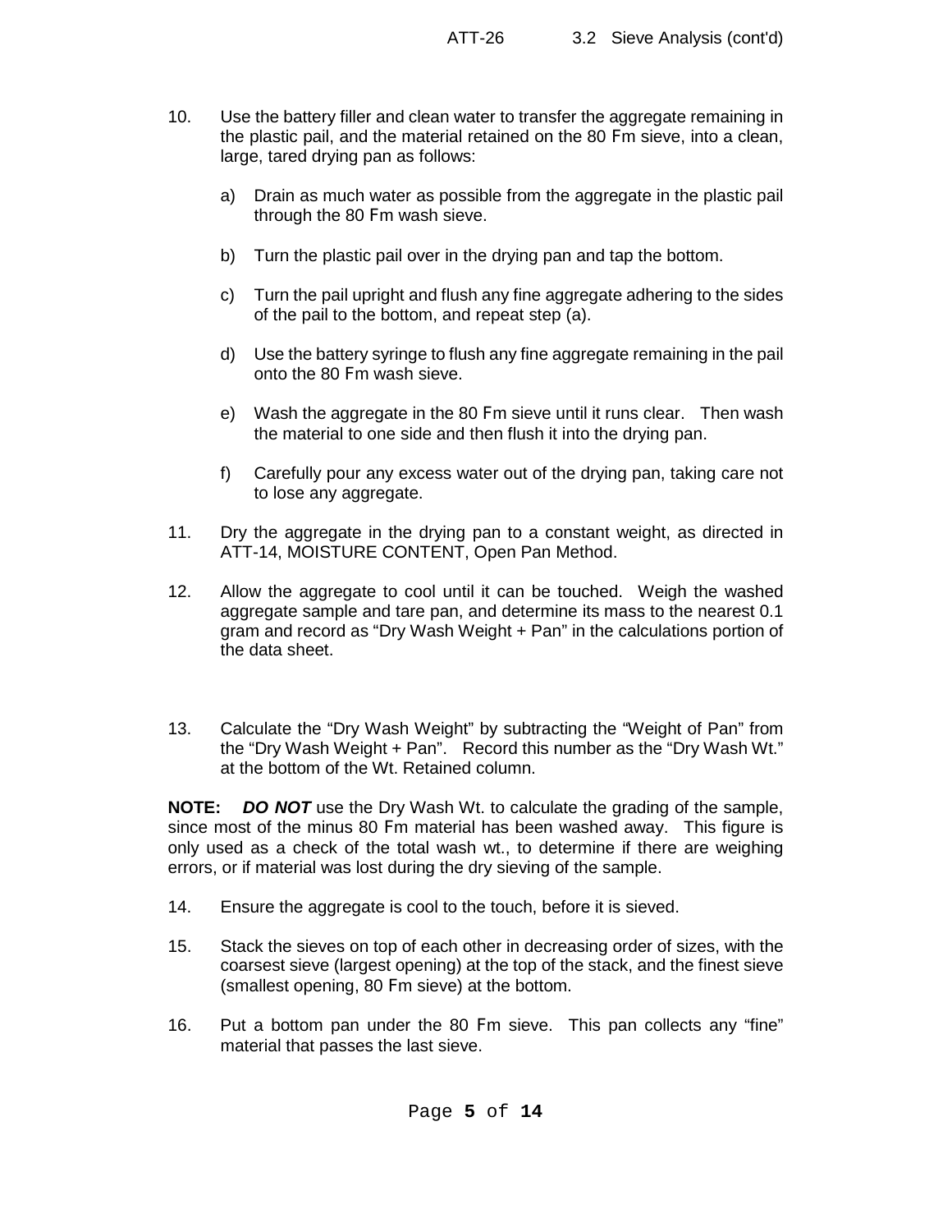10. Use the battery filler and clean water to transfer the aggregate remaining in the plastic pail, and the material retained on the 80 Fm sieve, into a clean, large, tared drying pan as follows:

    a) Drain as much water as possible from the aggregate in the plastic pail through the 80 Fm wash sieve.

    b) Turn the plastic pail over in the drying pan and tap the bottom.

    c) Turn the pail upright and flush any fine aggregate adhering to the sides of the pail to the bottom, and repeat step (a).

    d) Use the battery syringe to flush any fine aggregate remaining in the pail onto the 80 Fm wash sieve.

    e) Wash the aggregate in the 80 Fm sieve until it runs clear. Then wash the material to one side and then flush it into the drying pan.

    f) Carefully pour any excess water out of the drying pan, taking care not to lose any aggregate.

11. Dry the aggregate in the drying pan to a constant weight, as directed in ATT-14, MOISTURE CONTENT, Open Pan Method.

12. Allow the aggregate to cool until it can be touched. Weigh the washed aggregate sample and tare pan, and determine its mass to the nearest 0.1 gram and record as "Dry Wash Weight + Pan" in the calculations portion of the data sheet.

13. Calculate the "Dry Wash Weight" by subtracting the "Weight of Pan" from the "Dry Wash Weight + Pan". Record this number as the "Dry Wash Wt." at the bottom of the Wt. Retained column.

**NOTE:** ***DO NOT*** use the Dry Wash Wt. to calculate the grading of the sample, since most of the minus 80 Fm material has been washed away. This figure is only used as a check of the total wash wt., to determine if there are weighing errors, or if material was lost during the dry sieving of the sample.

14. Ensure the aggregate is cool to the touch, before it is sieved.

15. Stack the sieves on top of each other in decreasing order of sizes, with the coarsest sieve (largest opening) at the top of the stack, and the finest sieve (smallest opening, 80 Fm sieve) at the bottom.

16. Put a bottom pan under the 80 Fm sieve. This pan collects any "fine" material that passes the last sieve.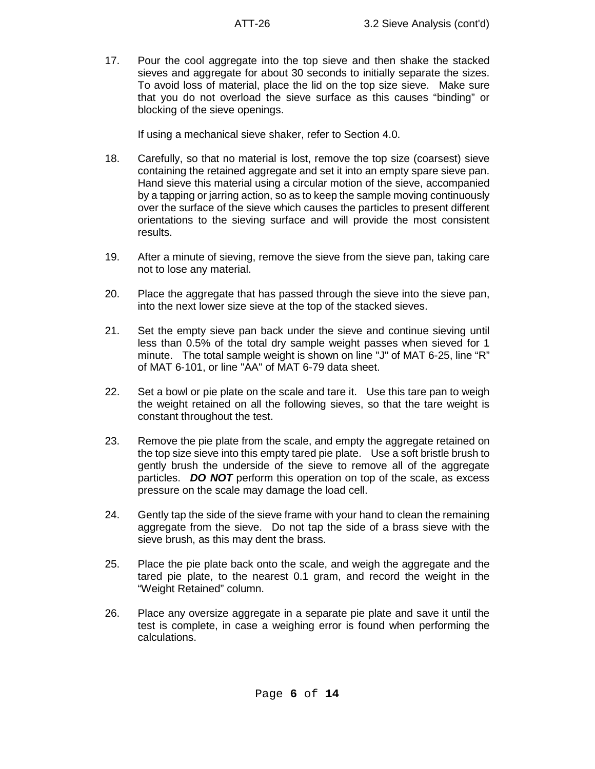17. Pour the cool aggregate into the top sieve and then shake the stacked sieves and aggregate for about 30 seconds to initially separate the sizes. To avoid loss of material, place the lid on the top size sieve. Make sure that you do not overload the sieve surface as this causes "binding" or blocking of the sieve openings.

    If using a mechanical sieve shaker, refer to Section 4.0.

18. Carefully, so that no material is lost, remove the top size (coarsest) sieve containing the retained aggregate and set it into an empty spare sieve pan. Hand sieve this material using a circular motion of the sieve, accompanied by a tapping or jarring action, so as to keep the sample moving continuously over the surface of the sieve which causes the particles to present different orientations to the sieving surface and will provide the most consistent results.

19. After a minute of sieving, remove the sieve from the sieve pan, taking care not to lose any material.

20. Place the aggregate that has passed through the sieve into the sieve pan, into the next lower size sieve at the top of the stacked sieves.

21. Set the empty sieve pan back under the sieve and continue sieving until less than 0.5% of the total dry sample weight passes when sieved for 1 minute. The total sample weight is shown on line "J" of MAT 6-25, line "R" of MAT 6-101, or line "AA" of MAT 6-79 data sheet.

22. Set a bowl or pie plate on the scale and tare it. Use this tare pan to weigh the weight retained on all the following sieves, so that the tare weight is constant throughout the test.

23. Remove the pie plate from the scale, and empty the aggregate retained on the top size sieve into this empty tared pie plate. Use a soft bristle brush to gently brush the underside of the sieve to remove all of the aggregate particles. ***DO NOT*** perform this operation on top of the scale, as excess pressure on the scale may damage the load cell.

24. Gently tap the side of the sieve frame with your hand to clean the remaining aggregate from the sieve. Do not tap the side of a brass sieve with the sieve brush, as this may dent the brass.

25. Place the pie plate back onto the scale, and weigh the aggregate and the tared pie plate, to the nearest 0.1 gram, and record the weight in the "Weight Retained" column.

26. Place any oversize aggregate in a separate pie plate and save it until the test is complete, in case a weighing error is found when performing the calculations.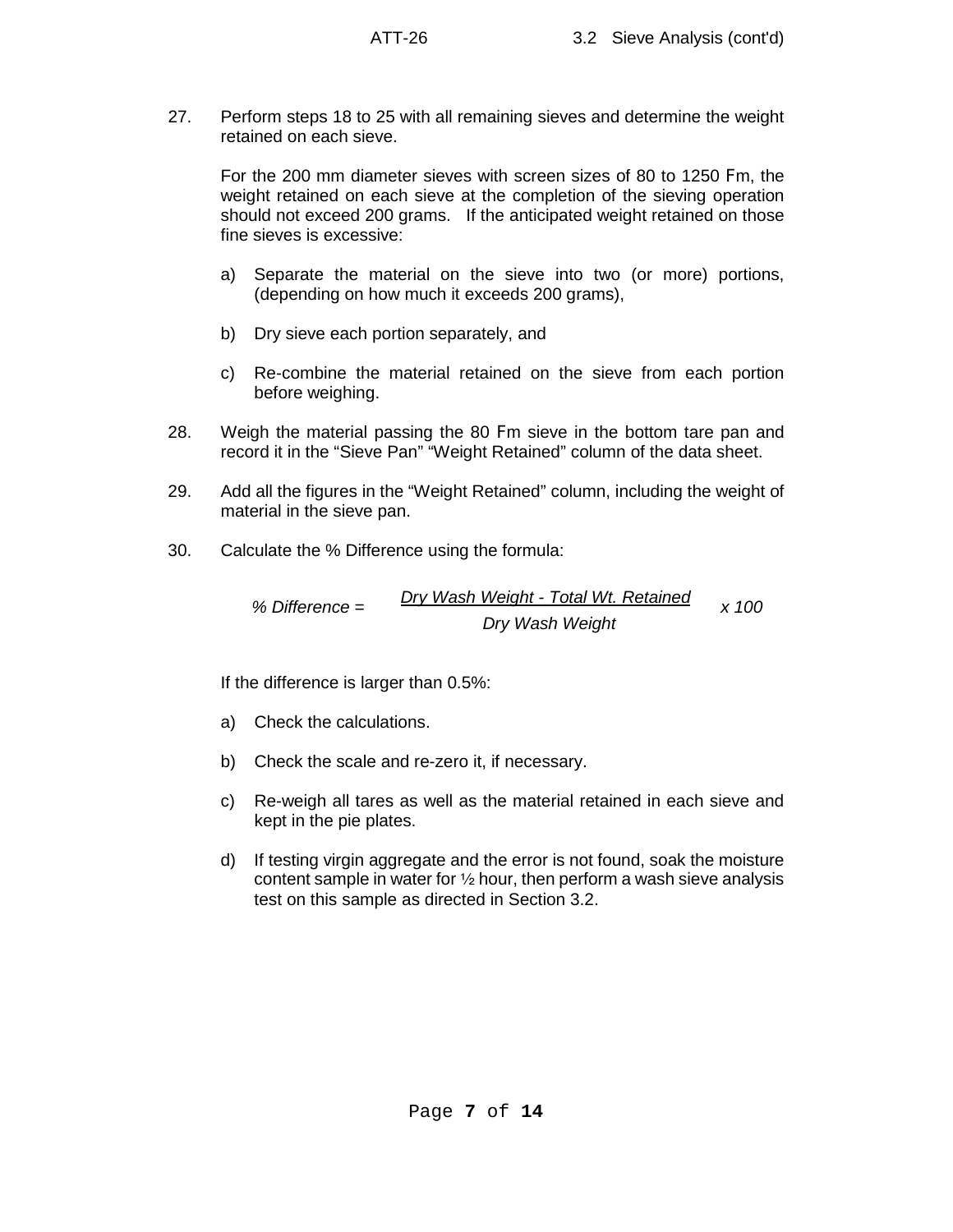27. Perform steps 18 to 25 with all remaining sieves and determine the weight retained on each sieve.

    For the 200 mm diameter sieves with screen sizes of 80 to 1250 Fm, the weight retained on each sieve at the completion of the sieving operation should not exceed 200 grams. If the anticipated weight retained on those fine sieves is excessive:

    a) Separate the material on the sieve into two (or more) portions, (depending on how much it exceeds 200 grams),

    b) Dry sieve each portion separately, and

    c) Re-combine the material retained on the sieve from each portion before weighing.

28. Weigh the material passing the 80 Fm sieve in the bottom tare pan and record it in the “Sieve Pan” “Weight Retained” column of the data sheet.

29. Add all the figures in the “Weight Retained” column, including the weight of material in the sieve pan.

30. Calculate the % Difference using the formula:

$$\% \text{ Difference} = \frac{\text{Dry Wash Weight} - \text{Total Wt. Retained}}{\text{Dry Wash Weight}} \times 100$$

    If the difference is larger than 0.5%:

    a) Check the calculations.

    b) Check the scale and re-zero it, if necessary.

    c) Re-weigh all tares as well as the material retained in each sieve and kept in the pie plates.

    d) If testing virgin aggregate and the error is not found, soak the moisture content sample in water for ½ hour, then perform a wash sieve analysis test on this sample as directed in Section 3.2.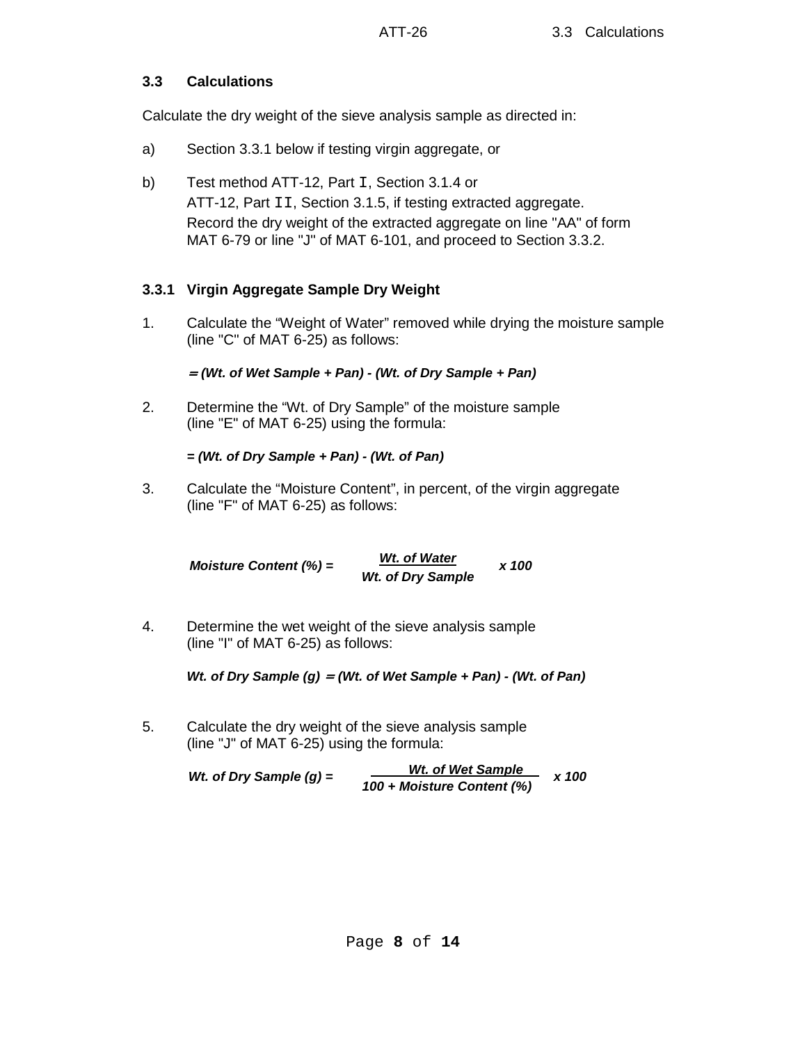## 3.3 Calculations

Calculate the dry weight of the sieve analysis sample as directed in:

a) Section 3.3.1 below if testing virgin aggregate, or

b) Test method ATT-12, Part I, Section 3.1.4 or ATT-12, Part II, Section 3.1.5, if testing extracted aggregate. Record the dry weight of the extracted aggregate on line "AA" of form MAT 6-79 or line "J" of MAT 6-101, and proceed to Section 3.3.2.

### 3.3.1 Virgin Aggregate Sample Dry Weight

1. Calculate the “Weight of Water” removed while drying the moisture sample (line "C" of MAT 6-25) as follows:

   ***= (Wt. of Wet Sample + Pan) - (Wt. of Dry Sample + Pan)***

2. Determine the “Wt. of Dry Sample” of the moisture sample (line "E" of MAT 6-25) using the formula:

   ***= (Wt. of Dry Sample + Pan) - (Wt. of Pan)***

3. Calculate the “Moisture Content”, in percent, of the virgin aggregate (line "F" of MAT 6-25) as follows:

$$\text{Moisture Content (\%)} = \frac{\text{Wt. of Water}}{\text{Wt. of Dry Sample}} \times 100$$

4. Determine the wet weight of the sieve analysis sample (line "I" of MAT 6-25) as follows:

   ***Wt. of Dry Sample (g) = (Wt. of Wet Sample + Pan) - (Wt. of Pan)***

5. Calculate the dry weight of the sieve analysis sample (line "J" of MAT 6-25) using the formula:

$$\text{Wt. of Dry Sample (g)} = \frac{\text{Wt. of Wet Sample}}{100 + \text{Moisture Content (\%)}} \times 100$$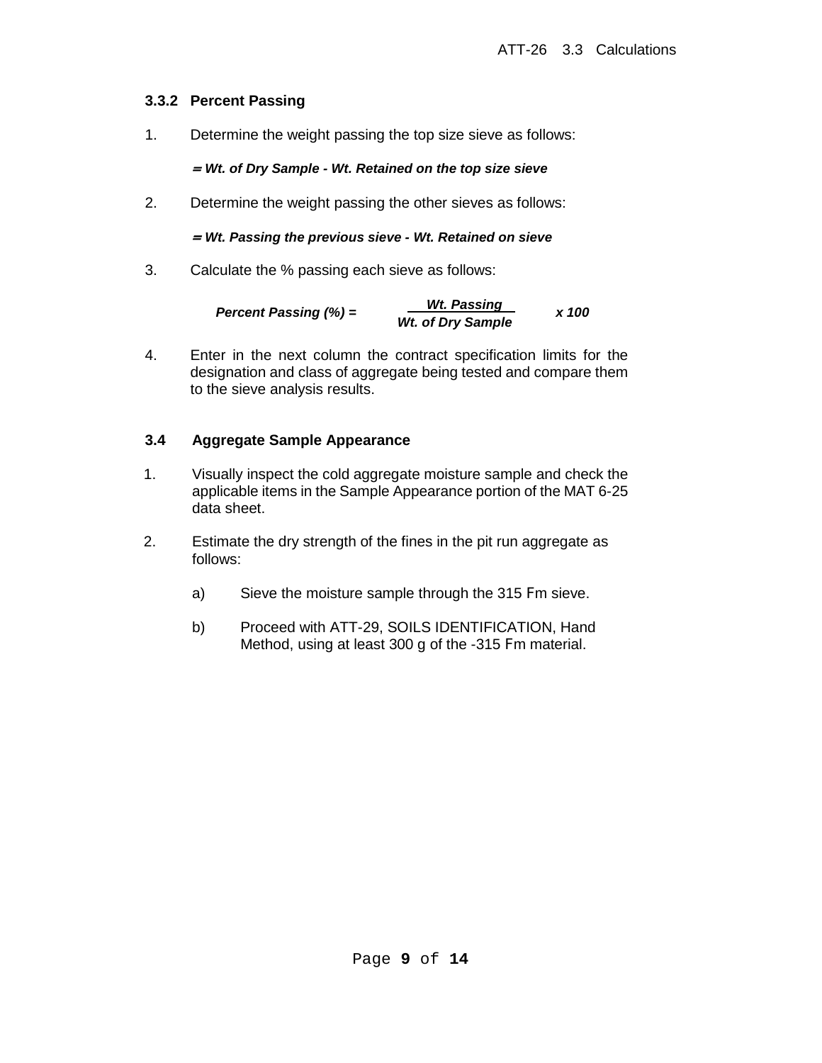### 3.3.2 Percent Passing

1. Determine the weight passing the top size sieve as follows:

   ***= Wt. of Dry Sample - Wt. Retained on the top size sieve***

2. Determine the weight passing the other sieves as follows:

   ***= Wt. Passing the previous sieve - Wt. Retained on sieve***

3. Calculate the % passing each sieve as follows:

$$\textbf{Percent Passing (\%)} = \frac{\textbf{Wt. Passing}}{\textbf{Wt. of Dry Sample}} \times 100$$

4. Enter in the next column the contract specification limits for the designation and class of aggregate being tested and compare them to the sieve analysis results.

### 3.4 Aggregate Sample Appearance

1. Visually inspect the cold aggregate moisture sample and check the applicable items in the Sample Appearance portion of the MAT 6-25 data sheet.

2. Estimate the dry strength of the fines in the pit run aggregate as follows:

   a) Sieve the moisture sample through the 315 Fm sieve.

   b) Proceed with ATT-29, SOILS IDENTIFICATION, Hand Method, using at least 300 g of the -315 Fm material.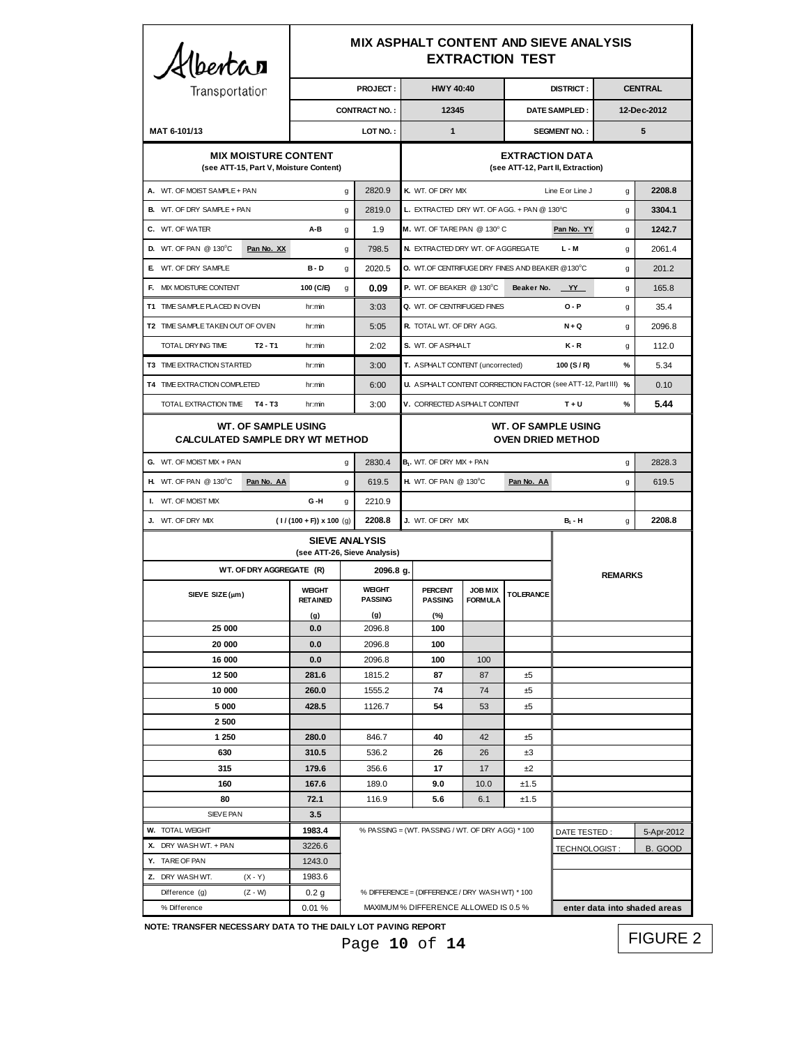**Alberta Transportation**

# MIX ASPHALT CONTENT AND SIEVE ANALYSIS EXTRACTION TEST

MAT 6-101/13

| PROJECT : | HWY 40:40 | DISTRICT : | CENTRAL |
|---|---|---|---|
| CONTRACT NO. : | 12345 | DATE SAMPLED : | 12-Dec-2012 |
| LOT NO. : | 1 | SEGMENT NO. : | 5 |

## MIX MOISTURE CONTENT
(see ATT-15, Part V, Moisture Content)

| Item | | Formula | Unit | Value |
|---|---|---|---|---|
| A. WT. OF MOIST SAMPLE + PAN | | | g | 2820.9 |
| B. WT. OF DRY SAMPLE + PAN | | | g | 2819.0 |
| C. WT. OF WATER | | A-B | g | 1.9 |
| D. WT. OF PAN @ 130°C | Pan No. XX | | g | 798.5 |
| E. WT. OF DRY SAMPLE | | B - D | g | 2020.5 |
| F. MIX MOISTURE CONTENT | | 100 (C/E) | g | 0.09 |
| T1 TIME SAMPLE PLACED IN OVEN | | | hr:min | 3:03 |
| T2 TIME SAMPLE TAKEN OUT OF OVEN | | | hr:min | 5:05 |
| TOTAL DRYING TIME | | T2 - T1 | hr:min | 2:02 |
| T3 TIME EXTRACTION STARTED | | | hr:min | 3:00 |
| T4 TIME EXTRACTION COMPLETED | | | hr:min | 6:00 |
| TOTAL EXTRACTION TIME | | T4 - T3 | hr:min | 3:00 |

## EXTRACTION DATA
(see ATT-12, Part II, Extraction)

| Item | | Formula | Unit | Value |
|---|---|---|---|---|
| K. WT. OF DRY MIX | | Line E or Line J | g | 2208.8 |
| L. EXTRACTED DRY WT. OF AGG. + PAN @ 130°C | | | g | 3304.1 |
| M. WT. OF TARE PAN @ 130° C | | Pan No. YY | g | 1242.7 |
| N. EXTRACTED DRY WT. OF AGGREGATE | | L - M | g | 2061.4 |
| O. WT. OF CENTRIFUGE DRY FINES AND BEAKER @130°C | | | g | 201.2 |
| P. WT. OF BEAKER @ 130°C | Beaker No. | YY | g | 165.8 |
| Q. WT. OF CENTRIFUGED FINES | | O - P | g | 35.4 |
| R. TOTAL WT. OF DRY AGG. | | N + Q | g | 2096.8 |
| S. WT. OF ASPHALT | | K - R | g | 112.0 |
| T. ASPHALT CONTENT (uncorrected) | | 100 (S / R) | % | 5.34 |
| U. ASPHALT CONTENT CORRECTION FACTOR (see ATT-12, Part III) | | | % | 0.10 |
| V. CORRECTED ASPHALT CONTENT | | T + U | % | 5.44 |

## WT. OF SAMPLE USING CALCULATED SAMPLE DRY WT METHOD

| Item | | Formula | Unit | Value |
|---|---|---|---|---|
| G. WT. OF MOIST MIX + PAN | | | g | 2830.4 |
| H. WT. OF PAN @ 130°C | Pan No. AA | | g | 619.5 |
| I. WT. OF MOIST MIX | | G -H | g | 2210.9 |
| J. WT. OF DRY MIX | | ( I / (100 + F)) x 100 (g) | | 2208.8 |

## WT. OF SAMPLE USING OVEN DRIED METHOD

| Item | | Formula | Unit | Value |
|---|---|---|---|---|
| $B_1$. WT. OF DRY MIX + PAN | | | g | 2828.3 |
| H. WT. OF PAN @ 130°C | Pan No. AA | | g | 619.5 |
| J. WT. OF DRY MIX | | $B_1$ - H | g | 2208.8 |

## SIEVE ANALYSIS
(see ATT-26, Sieve Analysis)

WT. OF DRY AGGREGATE (R): 2096.8 g.

| SIEVE SIZE (µm) | WEIGHT RETAINED (g) | WEIGHT PASSING (g) | PERCENT PASSING (%) | JOB MIX FORMULA | TOLERANCE | REMARKS |
|---|---|---|---|---|---|---|
| 25 000 | 0.0 | 2096.8 | 100 | | | |
| 20 000 | 0.0 | 2096.8 | 100 | | | |
| 16 000 | 0.0 | 2096.8 | 100 | 100 | | |
| 12 500 | 281.6 | 1815.2 | 87 | 87 | ±5 | |
| 10 000 | 260.0 | 1555.2 | 74 | 74 | ±5 | |
| 5 000 | 428.5 | 1126.7 | 54 | 53 | ±5 | |
| 2 500 | | | | | | |
| 1 250 | 280.0 | 846.7 | 40 | 42 | ±5 | |
| 630 | 310.5 | 536.2 | 26 | 26 | ±3 | |
| 315 | 179.6 | 356.6 | 17 | 17 | ±2 | |
| 160 | 167.6 | 189.0 | 9.0 | 10.0 | ±1.5 | |
| 80 | 72.1 | 116.9 | 5.6 | 6.1 | ±1.5 | |
| SIEVE PAN | 3.5 | | | | | |
| W. TOTAL WEIGHT | 1983.4 | % PASSING = (WT. PASSING / WT. OF DRY AGG) * 100 | | | | DATE TESTED : 5-Apr-2012 |
| X. DRY WASH WT. + PAN | 3226.6 | | | | | TECHNOLOGIST : B. GOOD |
| Y. TARE OF PAN | 1243.0 | | | | | |
| Z. DRY WASH WT. (X - Y) | 1983.6 | | | | | |
| Difference (g) (Z - W) | 0.2 g | % DIFFERENCE = (DIFFERENCE / DRY WASH WT) * 100 | | | | |
| % Difference | 0.01 % | MAXIMUM % DIFFERENCE ALLOWED IS 0.5 % | | | | enter data into shaded areas |

**NOTE: TRANSFER NECESSARY DATA TO THE DAILY LOT PAVING REPORT**

FIGURE 2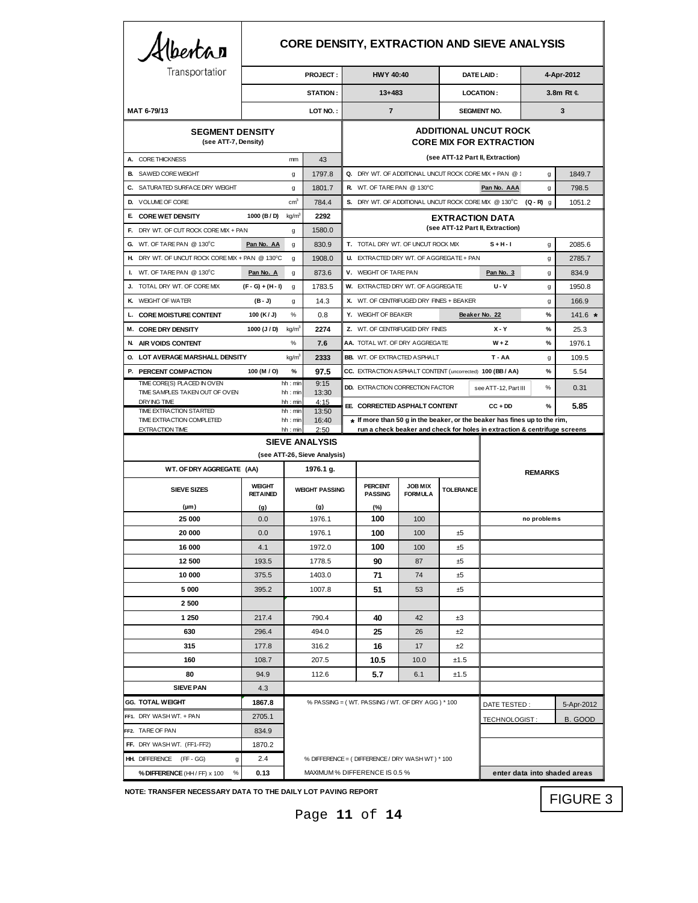Alberta Transportation

# CORE DENSITY, EXTRACTION AND SIEVE ANALYSIS

| MAT 6-79/13 | | | | | |
|---|---|---|---|---|---|
| PROJECT : | HWY 40:40 | DATE LAID : | 4-Apr-2012 | | |
| STATION : | 13+483 | LOCATION : | 3.8m Rt ℄ | | |
| LOT NO. : | 7 | SEGMENT NO. | 3 | | |

## SEGMENT DENSITY
(see ATT-7, Density)

| | Item | Formula | Unit | Value |
|---|---|---|---|---|
| A. | CORE THICKNESS | | mm | 43 |
| B. | SAWED CORE WEIGHT | | g | 1797.8 |
| C. | SATURATED SURFACE DRY WEIGHT | | g | 1801.7 |
| D. | VOLUME OF CORE | | $cm^3$ | 784.4 |
| E. | **CORE WET DENSITY** | 1000 (B / D) | $kg/m^3$ | **2292** |
| F. | DRY WT. OF CUT ROCK CORE MIX + PAN | | g | 1580.0 |
| G. | WT. OF TARE PAN @ 130°C | Pan No. AA | g | 830.9 |
| H. | DRY WT. OF UNCUT ROCK CORE MIX + PAN @ 130°C | | g | 1908.0 |
| I. | WT. OF TARE PAN @ 130°C | Pan No. A | g | 873.6 |
| J. | TOTAL DRY WT. OF CORE MIX | (F - G) + (H - I) | g | 1783.5 |
| K. | WEIGHT OF WATER | (B - J) | g | 14.3 |
| L. | **CORE MOISTURE CONTENT** | 100 (K / J) | % | 0.8 |
| M. | **CORE DRY DENSITY** | 1000 (J / D) | $kg/m^3$ | 2274 |
| N. | **AIR VOIDS CONTENT** | | % | **7.6** |
| O. | **LOT AVERAGE MARSHALL DENSITY** | | $kg/m^3$ | **2333** |
| P. | **PERCENT COMPACTION** | 100 (M / O) | % | **97.5** |
| | TIME CORE(S) PLACED IN OVEN | | hh : min | 9:15 |
| | TIME SAMPLES TAKEN OUT OF OVEN | | hh : min | 13:30 |
| | DRYING TIME | | hh : min | 4:15 |
| | TIME EXTRACTION STARTED | | hh : min | 13:50 |
| | TIME EXTRACTION COMPLETED | | hh : min | 16:40 |
| | EXTRACTION TIME | | hh : min | 2:50 |

## ADDITIONAL UNCUT ROCK CORE MIX FOR EXTRACTION
(see ATT-12 Part II, Extraction)

| | Item | Formula | Unit | Value |
|---|---|---|---|---|
| Q. | DRY WT. OF ADDITIONAL UNCUT ROCK CORE MIX + PAN @ 1 | | g | 1849.7 |
| R. | WT. OF TARE PAN @ 130°C | Pan No. AAA | g | 798.5 |
| S. | DRY WT. OF ADDITIONAL UNCUT ROCK CORE MIX @ 130°C | (Q - R) | g | 1051.2 |

## EXTRACTION DATA
(see ATT-12 Part II, Extraction)

| | Item | Formula | Unit | Value |
|---|---|---|---|---|
| T. | TOTAL DRY WT. OF UNCUT ROCK MIX | S + H - I | g | 2085.6 |
| U. | EXTRACTED DRY WT. OF AGGREGATE + PAN | | g | 2785.7 |
| V. | WEIGHT OF TARE PAN | Pan No. 3 | g | 834.9 |
| W. | EXTRACTED DRY WT. OF AGGREGATE | U - V | g | 1950.8 |
| X. | WT. OF CENTRIFUGED DRY FINES + BEAKER | | g | 166.9 |
| Y. | WEIGHT OF BEAKER | Beaker No. 22 | % | 141.6 * |
| Z. | WT. OF CENTRIFUGED DRY FINES | X - Y | % | 25.3 |
| AA. | TOTAL WT. OF DRY AGGREGATE | W + Z | % | 1976.1 |
| BB. | WT. OF EXTRACTED ASPHALT | T - AA | g | 109.5 |
| CC. | EXTRACTION ASPHALT CONTENT (uncorrected) | 100 (BB / AA) | % | 5.54 |
| DD. | EXTRACTION CORRECTION FACTOR | see ATT-12, Part III | % | 0.31 |
| EE. | **CORRECTED ASPHALT CONTENT** | CC + DD | % | **5.85** |

\* If more than 50 g in the beaker, or the beaker has fines up to the rim, run a check beaker and check for holes in extraction & centrifuge screens

## SIEVE ANALYSIS
(see ATT-26, Sieve Analysis)

WT. OF DRY AGGREGATE (AA): 1976.1 g.

| SIEVE SIZES (µm) | WEIGHT RETAINED (g) | WEIGHT PASSING (g) | PERCENT PASSING (%) | JOB MIX FORMULA | TOLERANCE | REMARKS |
|---|---|---|---|---|---|---|
| 25 000 | 0.0 | 1976.1 | 100 | 100 | | no problems |
| 20 000 | 0.0 | 1976.1 | 100 | 100 | ±5 | |
| 16 000 | 4.1 | 1972.0 | 100 | 100 | ±5 | |
| 12 500 | 193.5 | 1778.5 | 90 | 87 | ±5 | |
| 10 000 | 375.5 | 1403.0 | 71 | 74 | ±5 | |
| 5 000 | 395.2 | 1007.8 | 51 | 53 | ±5 | |
| 2 500 | | | | | | |
| 1 250 | 217.4 | 790.4 | 40 | 42 | ±3 | |
| 630 | 296.4 | 494.0 | 25 | 26 | ±2 | |
| 315 | 177.8 | 316.2 | 16 | 17 | ±2 | |
| 160 | 108.7 | 207.5 | 10.5 | 10.0 | ±1.5 | |
| 80 | 94.9 | 112.6 | 5.7 | 6.1 | ±1.5 | |
| SIEVE PAN | 4.3 | | | | | |

| Item | Value | |
|---|---|---|
| GG. TOTAL WEIGHT | 1867.8 | % PASSING = ( WT. PASSING / WT. OF DRY AGG ) * 100 |
| FF1. DRY WASH WT. + PAN | 2705.1 | |
| FF2. TARE OF PAN | 834.9 | |
| FF. DRY WASH WT. (FF1-FF2) | 1870.2 | |
| HH. DIFFERENCE (FF - GG) g | 2.4 | % DIFFERENCE = ( DIFFERENCE / DRY WASH WT ) * 100 |
| % DIFFERENCE (HH / FF) x 100 % | 0.13 | MAXIMUM % DIFFERENCE IS 0.5 % |

| | |
|---|---|
| DATE TESTED : | 5-Apr-2012 |
| TECHNOLOGIST : | B. GOOD |

enter data into shaded areas

**NOTE: TRANSFER NECESSARY DATA TO THE DAILY LOT PAVING REPORT**

FIGURE 3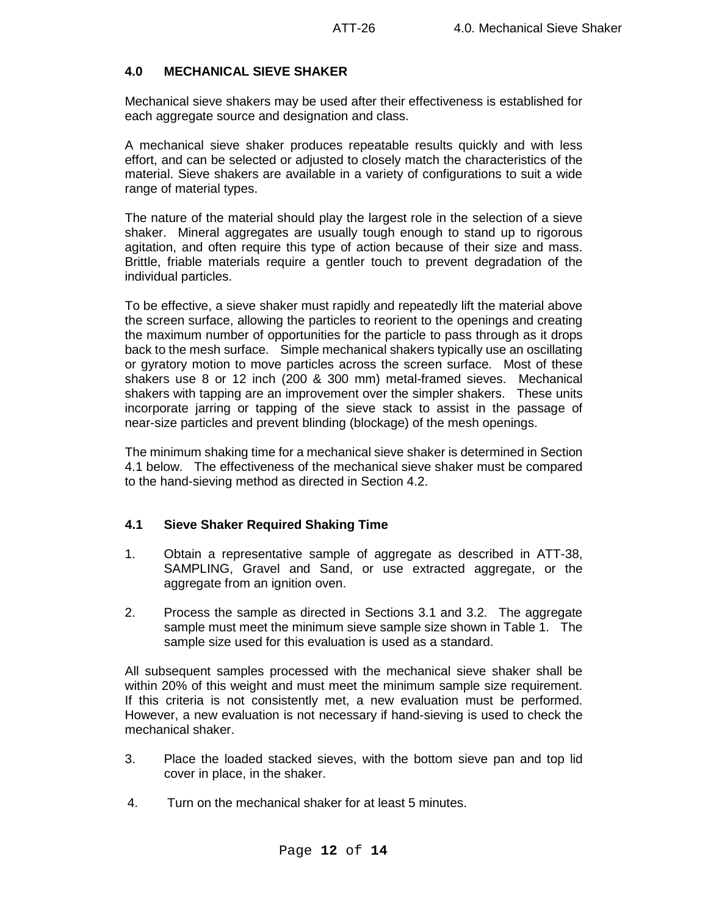## 4.0 MECHANICAL SIEVE SHAKER

Mechanical sieve shakers may be used after their effectiveness is established for each aggregate source and designation and class.

A mechanical sieve shaker produces repeatable results quickly and with less effort, and can be selected or adjusted to closely match the characteristics of the material. Sieve shakers are available in a variety of configurations to suit a wide range of material types.

The nature of the material should play the largest role in the selection of a sieve shaker. Mineral aggregates are usually tough enough to stand up to rigorous agitation, and often require this type of action because of their size and mass. Brittle, friable materials require a gentler touch to prevent degradation of the individual particles.

To be effective, a sieve shaker must rapidly and repeatedly lift the material above the screen surface, allowing the particles to reorient to the openings and creating the maximum number of opportunities for the particle to pass through as it drops back to the mesh surface. Simple mechanical shakers typically use an oscillating or gyratory motion to move particles across the screen surface. Most of these shakers use 8 or 12 inch (200 & 300 mm) metal-framed sieves. Mechanical shakers with tapping are an improvement over the simpler shakers. These units incorporate jarring or tapping of the sieve stack to assist in the passage of near-size particles and prevent blinding (blockage) of the mesh openings.

The minimum shaking time for a mechanical sieve shaker is determined in Section 4.1 below. The effectiveness of the mechanical sieve shaker must be compared to the hand-sieving method as directed in Section 4.2.

### 4.1 Sieve Shaker Required Shaking Time

1. Obtain a representative sample of aggregate as described in ATT-38, SAMPLING, Gravel and Sand, or use extracted aggregate, or the aggregate from an ignition oven.

2. Process the sample as directed in Sections 3.1 and 3.2. The aggregate sample must meet the minimum sieve sample size shown in Table 1. The sample size used for this evaluation is used as a standard.

All subsequent samples processed with the mechanical sieve shaker shall be within 20% of this weight and must meet the minimum sample size requirement. If this criteria is not consistently met, a new evaluation must be performed. However, a new evaluation is not necessary if hand-sieving is used to check the mechanical shaker.

3. Place the loaded stacked sieves, with the bottom sieve pan and top lid cover in place, in the shaker.

4. Turn on the mechanical shaker for at least 5 minutes.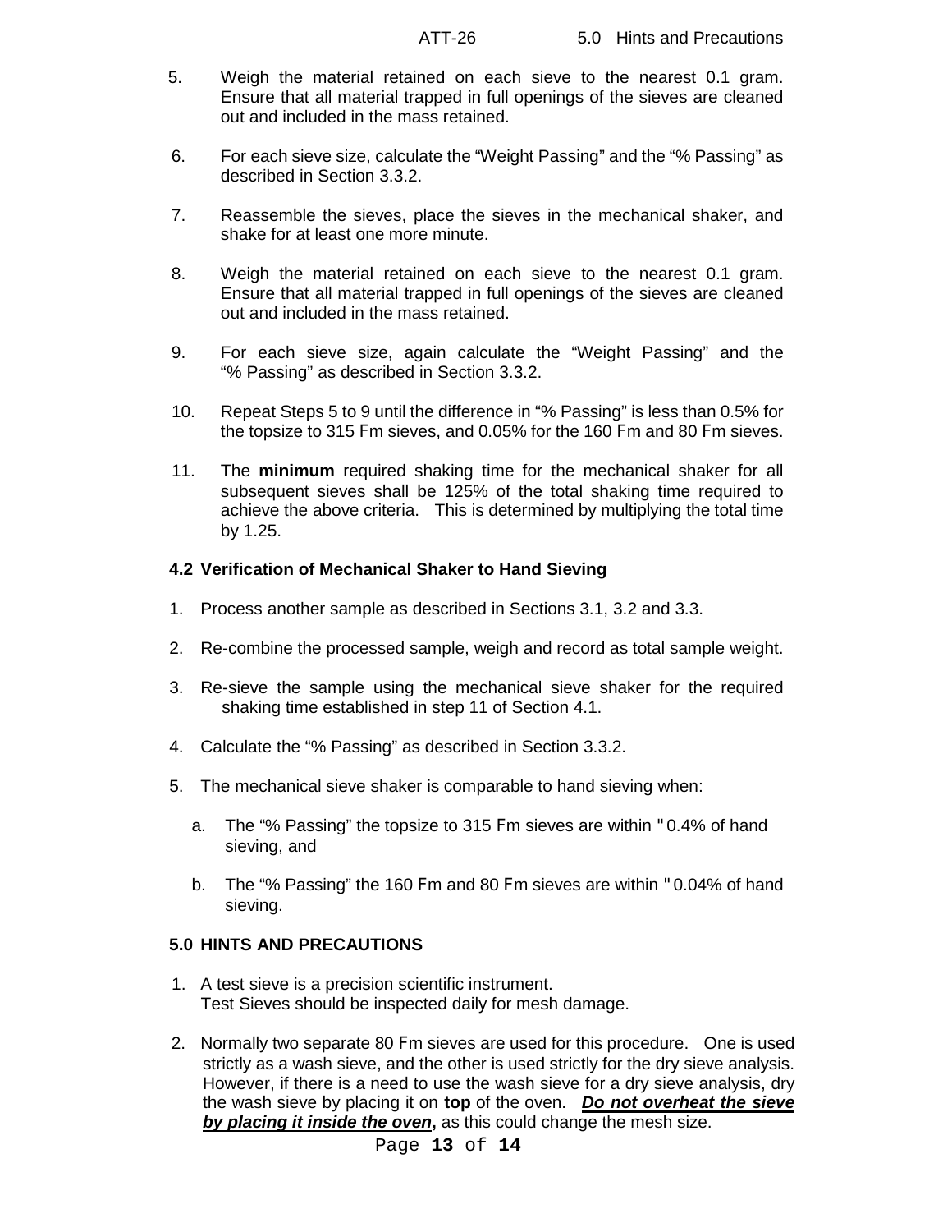5. Weigh the material retained on each sieve to the nearest 0.1 gram. Ensure that all material trapped in full openings of the sieves are cleaned out and included in the mass retained.

6. For each sieve size, calculate the "Weight Passing" and the "% Passing" as described in Section 3.3.2.

7. Reassemble the sieves, place the sieves in the mechanical shaker, and shake for at least one more minute.

8. Weigh the material retained on each sieve to the nearest 0.1 gram. Ensure that all material trapped in full openings of the sieves are cleaned out and included in the mass retained.

9. For each sieve size, again calculate the "Weight Passing" and the "% Passing" as described in Section 3.3.2.

10. Repeat Steps 5 to 9 until the difference in "% Passing" is less than 0.5% for the topsize to 315 Fm sieves, and 0.05% for the 160 Fm and 80 Fm sieves.

11. The **minimum** required shaking time for the mechanical shaker for all subsequent sieves shall be 125% of the total shaking time required to achieve the above criteria. This is determined by multiplying the total time by 1.25.

### 4.2 Verification of Mechanical Shaker to Hand Sieving

1. Process another sample as described in Sections 3.1, 3.2 and 3.3.
2. Re-combine the processed sample, weigh and record as total sample weight.
3. Re-sieve the sample using the mechanical sieve shaker for the required shaking time established in step 11 of Section 4.1.
4. Calculate the "% Passing" as described in Section 3.3.2.
5. The mechanical sieve shaker is comparable to hand sieving when:
   a. The "% Passing" the topsize to 315 Fm sieves are within " 0.4% of hand sieving, and
   b. The "% Passing" the 160 Fm and 80 Fm sieves are within " 0.04% of hand sieving.

## 5.0 HINTS AND PRECAUTIONS

1. A test sieve is a precision scientific instrument. Test Sieves should be inspected daily for mesh damage.
2. Normally two separate 80 Fm sieves are used for this procedure. One is used strictly as a wash sieve, and the other is used strictly for the dry sieve analysis. However, if there is a need to use the wash sieve for a dry sieve analysis, dry the wash sieve by placing it on **top** of the oven. ***<u>Do not overheat the sieve by placing it inside the oven</u>*****,** as this could change the mesh size.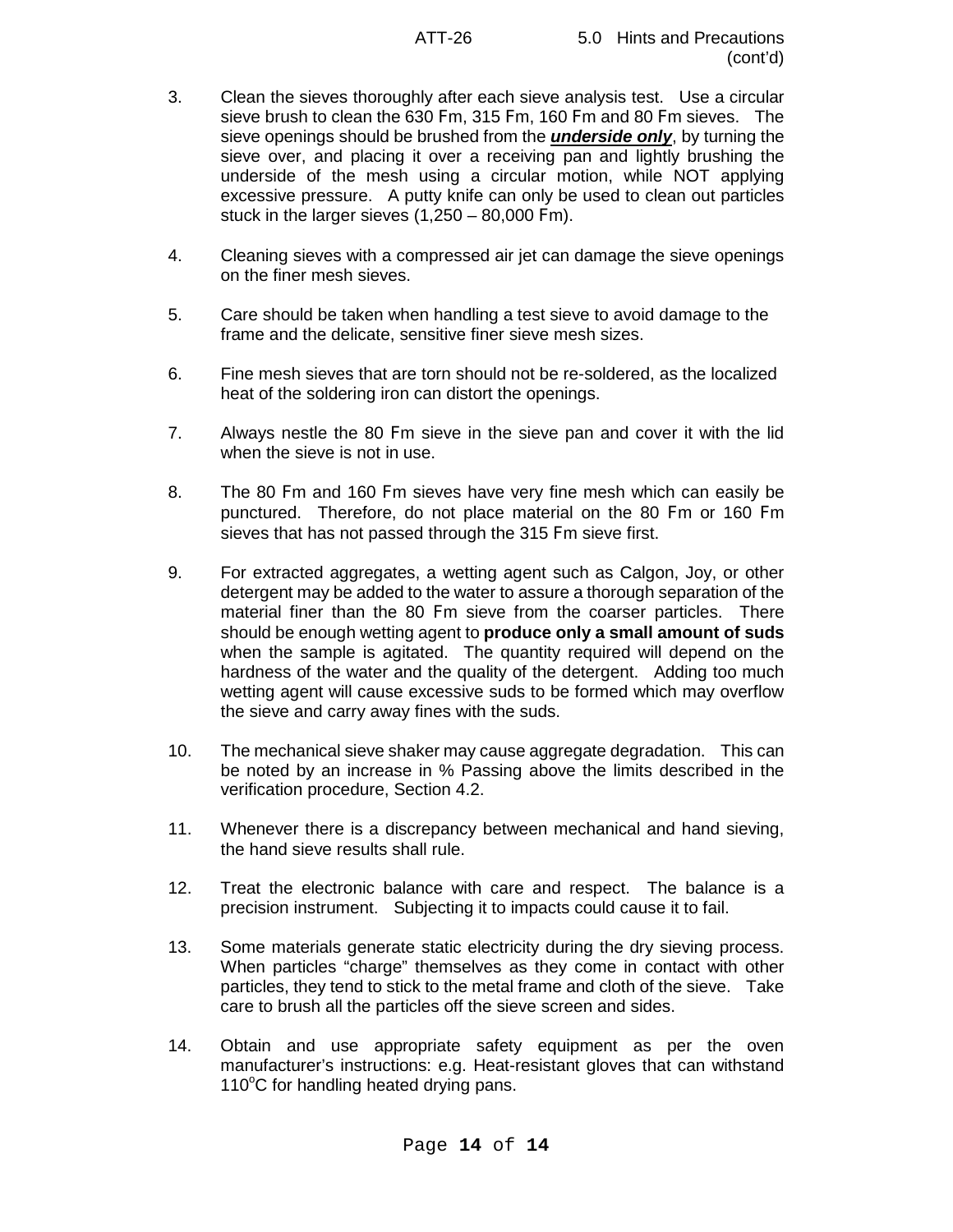3. Clean the sieves thoroughly after each sieve analysis test. Use a circular sieve brush to clean the 630 μm, 315 μm, 160 μm and 80 μm sieves. The sieve openings should be brushed from the ***underside only***, by turning the sieve over, and placing it over a receiving pan and lightly brushing the underside of the mesh using a circular motion, while NOT applying excessive pressure. A putty knife can only be used to clean out particles stuck in the larger sieves (1,250 – 80,000 μm).

4. Cleaning sieves with a compressed air jet can damage the sieve openings on the finer mesh sieves.

5. Care should be taken when handling a test sieve to avoid damage to the frame and the delicate, sensitive finer sieve mesh sizes.

6. Fine mesh sieves that are torn should not be re-soldered, as the localized heat of the soldering iron can distort the openings.

7. Always nestle the 80 μm sieve in the sieve pan and cover it with the lid when the sieve is not in use.

8. The 80 μm and 160 μm sieves have very fine mesh which can easily be punctured. Therefore, do not place material on the 80 μm or 160 μm sieves that has not passed through the 315 μm sieve first.

9. For extracted aggregates, a wetting agent such as Calgon, Joy, or other detergent may be added to the water to assure a thorough separation of the material finer than the 80 μm sieve from the coarser particles. There should be enough wetting agent to **produce only a small amount of suds** when the sample is agitated. The quantity required will depend on the hardness of the water and the quality of the detergent. Adding too much wetting agent will cause excessive suds to be formed which may overflow the sieve and carry away fines with the suds.

10. The mechanical sieve shaker may cause aggregate degradation. This can be noted by an increase in % Passing above the limits described in the verification procedure, Section 4.2.

11. Whenever there is a discrepancy between mechanical and hand sieving, the hand sieve results shall rule.

12. Treat the electronic balance with care and respect. The balance is a precision instrument. Subjecting it to impacts could cause it to fail.

13. Some materials generate static electricity during the dry sieving process. When particles "charge" themselves as they come in contact with other particles, they tend to stick to the metal frame and cloth of the sieve. Take care to brush all the particles off the sieve screen and sides.

14. Obtain and use appropriate safety equipment as per the oven manufacturer's instructions: e.g. Heat-resistant gloves that can withstand 110°C for handling heated drying pans.